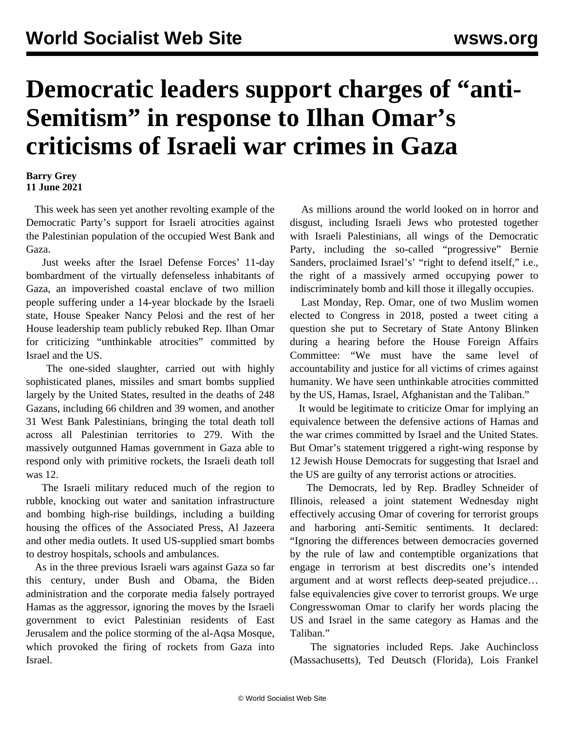# Democratic leaders support charges of "anti-Semitism" in response to Ilhan Omar's criticisms of Israeli war crimes in Gaza

**Barry Grey**
**11 June 2021**

This week has seen yet another revolting example of the Democratic Party's support for Israeli atrocities against the Palestinian population of the occupied West Bank and Gaza.

Just weeks after the Israel Defense Forces' 11-day bombardment of the virtually defenseless inhabitants of Gaza, an impoverished coastal enclave of two million people suffering under a 14-year blockade by the Israeli state, House Speaker Nancy Pelosi and the rest of her House leadership team publicly rebuked Rep. Ilhan Omar for criticizing "unthinkable atrocities" committed by Israel and the US.

The one-sided slaughter, carried out with highly sophisticated planes, missiles and smart bombs supplied largely by the United States, resulted in the deaths of 248 Gazans, including 66 children and 39 women, and another 31 West Bank Palestinians, bringing the total death toll across all Palestinian territories to 279. With the massively outgunned Hamas government in Gaza able to respond only with primitive rockets, the Israeli death toll was 12.

The Israeli military reduced much of the region to rubble, knocking out water and sanitation infrastructure and bombing high-rise buildings, including a building housing the offices of the Associated Press, Al Jazeera and other media outlets. It used US-supplied smart bombs to destroy hospitals, schools and ambulances.

As in the three previous Israeli wars against Gaza so far this century, under Bush and Obama, the Biden administration and the corporate media falsely portrayed Hamas as the aggressor, ignoring the moves by the Israeli government to evict Palestinian residents of East Jerusalem and the police storming of the al-Aqsa Mosque, which provoked the firing of rockets from Gaza into Israel.

As millions around the world looked on in horror and disgust, including Israeli Jews who protested together with Israeli Palestinians, all wings of the Democratic Party, including the so-called "progressive" Bernie Sanders, proclaimed Israel's' "right to defend itself," i.e., the right of a massively armed occupying power to indiscriminately bomb and kill those it illegally occupies.

Last Monday, Rep. Omar, one of two Muslim women elected to Congress in 2018, posted a tweet citing a question she put to Secretary of State Antony Blinken during a hearing before the House Foreign Affairs Committee: "We must have the same level of accountability and justice for all victims of crimes against humanity. We have seen unthinkable atrocities committed by the US, Hamas, Israel, Afghanistan and the Taliban."

It would be legitimate to criticize Omar for implying an equivalence between the defensive actions of Hamas and the war crimes committed by Israel and the United States. But Omar's statement triggered a right-wing response by 12 Jewish House Democrats for suggesting that Israel and the US are guilty of any terrorist actions or atrocities.

The Democrats, led by Rep. Bradley Schneider of Illinois, released a joint statement Wednesday night effectively accusing Omar of covering for terrorist groups and harboring anti-Semitic sentiments. It declared: "Ignoring the differences between democracies governed by the rule of law and contemptible organizations that engage in terrorism at best discredits one's intended argument and at worst reflects deep-seated prejudice… false equivalencies give cover to terrorist groups. We urge Congresswoman Omar to clarify her words placing the US and Israel in the same category as Hamas and the Taliban."

The signatories included Reps. Jake Auchincloss (Massachusetts), Ted Deutsch (Florida), Lois Frankel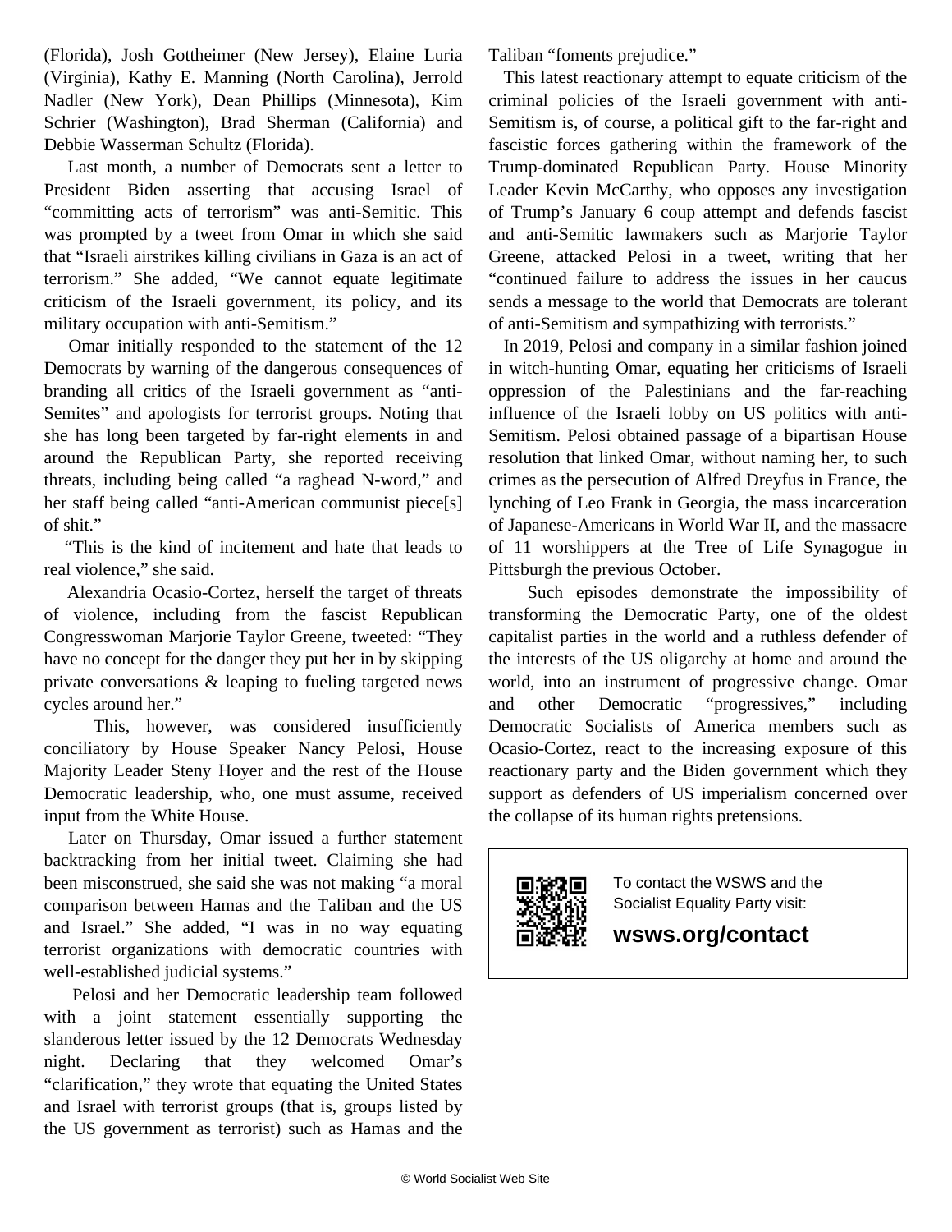(Florida), Josh Gottheimer (New Jersey), Elaine Luria (Virginia), Kathy E. Manning (North Carolina), Jerrold Nadler (New York), Dean Phillips (Minnesota), Kim Schrier (Washington), Brad Sherman (California) and Debbie Wasserman Schultz (Florida).

Last month, a number of Democrats sent a letter to President Biden asserting that accusing Israel of "committing acts of terrorism" was anti-Semitic. This was prompted by a tweet from Omar in which she said that "Israeli airstrikes killing civilians in Gaza is an act of terrorism." She added, "We cannot equate legitimate criticism of the Israeli government, its policy, and its military occupation with anti-Semitism."

Omar initially responded to the statement of the 12 Democrats by warning of the dangerous consequences of branding all critics of the Israeli government as "anti-Semites" and apologists for terrorist groups. Noting that she has long been targeted by far-right elements in and around the Republican Party, she reported receiving threats, including being called "a raghead N-word," and her staff being called "anti-American communist piece[s] of shit."

"This is the kind of incitement and hate that leads to real violence," she said.

Alexandria Ocasio-Cortez, herself the target of threats of violence, including from the fascist Republican Congresswoman Marjorie Taylor Greene, tweeted: "They have no concept for the danger they put her in by skipping private conversations & leaping to fueling targeted news cycles around her."

This, however, was considered insufficiently conciliatory by House Speaker Nancy Pelosi, House Majority Leader Steny Hoyer and the rest of the House Democratic leadership, who, one must assume, received input from the White House.

Later on Thursday, Omar issued a further statement backtracking from her initial tweet. Claiming she had been misconstrued, she said she was not making "a moral comparison between Hamas and the Taliban and the US and Israel." She added, "I was in no way equating terrorist organizations with democratic countries with well-established judicial systems."

Pelosi and her Democratic leadership team followed with a joint statement essentially supporting the slanderous letter issued by the 12 Democrats Wednesday night. Declaring that they welcomed Omar's "clarification," they wrote that equating the United States and Israel with terrorist groups (that is, groups listed by the US government as terrorist) such as Hamas and the Taliban "foments prejudice."

This latest reactionary attempt to equate criticism of the criminal policies of the Israeli government with anti-Semitism is, of course, a political gift to the far-right and fascistic forces gathering within the framework of the Trump-dominated Republican Party. House Minority Leader Kevin McCarthy, who opposes any investigation of Trump's January 6 coup attempt and defends fascist and anti-Semitic lawmakers such as Marjorie Taylor Greene, attacked Pelosi in a tweet, writing that her "continued failure to address the issues in her caucus sends a message to the world that Democrats are tolerant of anti-Semitism and sympathizing with terrorists."

In 2019, Pelosi and company in a similar fashion joined in witch-hunting Omar, equating her criticisms of Israeli oppression of the Palestinians and the far-reaching influence of the Israeli lobby on US politics with anti-Semitism. Pelosi obtained passage of a bipartisan House resolution that linked Omar, without naming her, to such crimes as the persecution of Alfred Dreyfus in France, the lynching of Leo Frank in Georgia, the mass incarceration of Japanese-Americans in World War II, and the massacre of 11 worshippers at the Tree of Life Synagogue in Pittsburgh the previous October.

Such episodes demonstrate the impossibility of transforming the Democratic Party, one of the oldest capitalist parties in the world and a ruthless defender of the interests of the US oligarchy at home and around the world, into an instrument of progressive change. Omar and other Democratic "progressives," including Democratic Socialists of America members such as Ocasio-Cortez, react to the increasing exposure of this reactionary party and the Biden government which they support as defenders of US imperialism concerned over the collapse of its human rights pretensions.

To contact the WSWS and the Socialist Equality Party visit:

**wsws.org/contact**